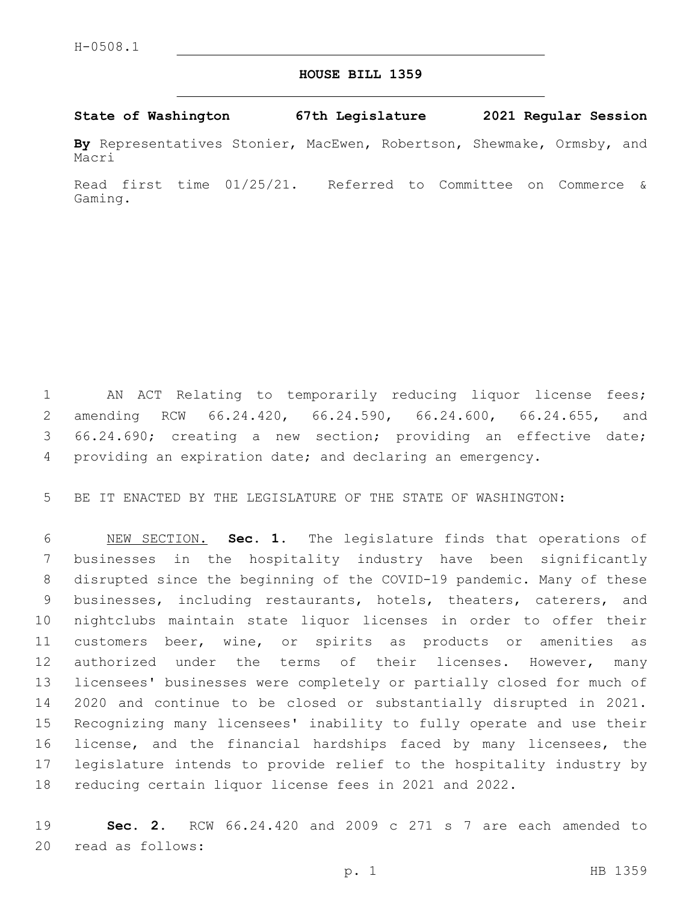H-0508.1

# HOUSE BILL 1359

**State of Washington 67th Legislature 2021 Regular Session**

**By** Representatives Stonier, MacEwen, Robertson, Shewmake, Ormsby, and Macri

Read first time 01/25/21. Referred to Committee on Commerce & Gaming.

AN ACT Relating to temporarily reducing liquor license fees; amending RCW 66.24.420, 66.24.590, 66.24.600, 66.24.655, and 66.24.690; creating a new section; providing an effective date; providing an expiration date; and declaring an emergency.

BE IT ENACTED BY THE LEGISLATURE OF THE STATE OF WASHINGTON:

NEW SECTION. **Sec. 1.** The legislature finds that operations of businesses in the hospitality industry have been significantly disrupted since the beginning of the COVID-19 pandemic. Many of these businesses, including restaurants, hotels, theaters, caterers, and nightclubs maintain state liquor licenses in order to offer their customers beer, wine, or spirits as products or amenities as authorized under the terms of their licenses. However, many licensees' businesses were completely or partially closed for much of 2020 and continue to be closed or substantially disrupted in 2021. Recognizing many licensees' inability to fully operate and use their license, and the financial hardships faced by many licensees, the legislature intends to provide relief to the hospitality industry by reducing certain liquor license fees in 2021 and 2022.

**Sec. 2.** RCW 66.24.420 and 2009 c 271 s 7 are each amended to read as follows: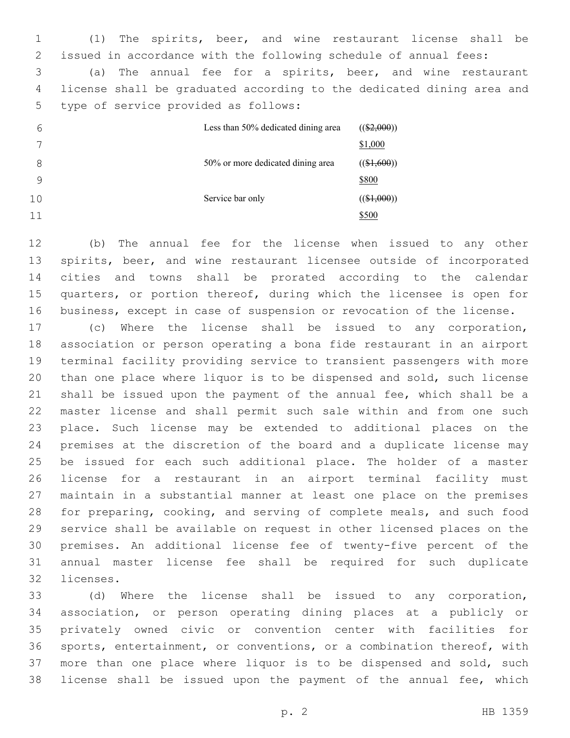(1) The spirits, beer, and wine restaurant license shall be issued in accordance with the following schedule of annual fees:

(a) The annual fee for a spirits, beer, and wine restaurant license shall be graduated according to the dedicated dining area and type of service provided as follows:

| | |
|---|---|
| Less than 50% dedicated dining area | (($2,000)) $1,000 |
| 50% or more dedicated dining area | (($1,600)) $800 |
| Service bar only | (($1,000)) $500 |

(b) The annual fee for the license when issued to any other spirits, beer, and wine restaurant licensee outside of incorporated cities and towns shall be prorated according to the calendar quarters, or portion thereof, during which the licensee is open for business, except in case of suspension or revocation of the license.

(c) Where the license shall be issued to any corporation, association or person operating a bona fide restaurant in an airport terminal facility providing service to transient passengers with more than one place where liquor is to be dispensed and sold, such license shall be issued upon the payment of the annual fee, which shall be a master license and shall permit such sale within and from one such place. Such license may be extended to additional places on the premises at the discretion of the board and a duplicate license may be issued for each such additional place. The holder of a master license for a restaurant in an airport terminal facility must maintain in a substantial manner at least one place on the premises for preparing, cooking, and serving of complete meals, and such food service shall be available on request in other licensed places on the premises. An additional license fee of twenty-five percent of the annual master license fee shall be required for such duplicate licenses.

(d) Where the license shall be issued to any corporation, association, or person operating dining places at a publicly or privately owned civic or convention center with facilities for sports, entertainment, or conventions, or a combination thereof, with more than one place where liquor is to be dispensed and sold, such license shall be issued upon the payment of the annual fee, which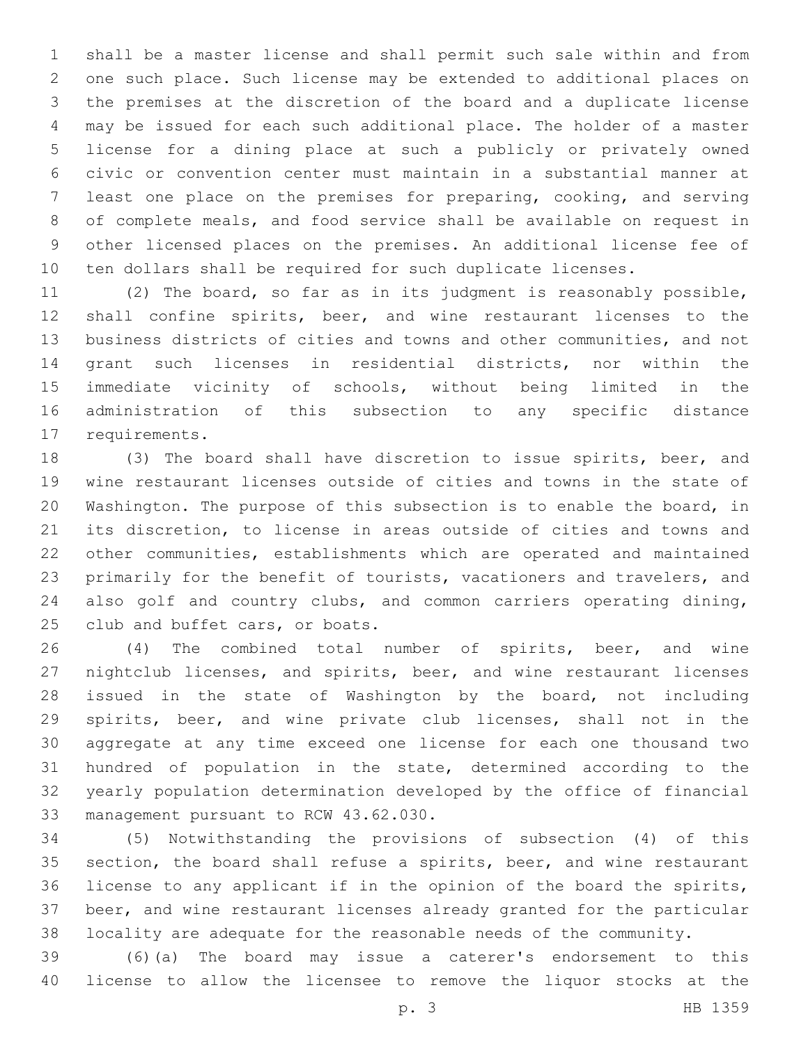shall be a master license and shall permit such sale within and from one such place. Such license may be extended to additional places on the premises at the discretion of the board and a duplicate license may be issued for each such additional place. The holder of a master license for a dining place at such a publicly or privately owned civic or convention center must maintain in a substantial manner at least one place on the premises for preparing, cooking, and serving of complete meals, and food service shall be available on request in other licensed places on the premises. An additional license fee of ten dollars shall be required for such duplicate licenses.

(2) The board, so far as in its judgment is reasonably possible, shall confine spirits, beer, and wine restaurant licenses to the business districts of cities and towns and other communities, and not grant such licenses in residential districts, nor within the immediate vicinity of schools, without being limited in the administration of this subsection to any specific distance requirements.

(3) The board shall have discretion to issue spirits, beer, and wine restaurant licenses outside of cities and towns in the state of Washington. The purpose of this subsection is to enable the board, in its discretion, to license in areas outside of cities and towns and other communities, establishments which are operated and maintained primarily for the benefit of tourists, vacationers and travelers, and also golf and country clubs, and common carriers operating dining, club and buffet cars, or boats.

(4) The combined total number of spirits, beer, and wine nightclub licenses, and spirits, beer, and wine restaurant licenses issued in the state of Washington by the board, not including spirits, beer, and wine private club licenses, shall not in the aggregate at any time exceed one license for each one thousand two hundred of population in the state, determined according to the yearly population determination developed by the office of financial management pursuant to RCW 43.62.030.

(5) Notwithstanding the provisions of subsection (4) of this section, the board shall refuse a spirits, beer, and wine restaurant license to any applicant if in the opinion of the board the spirits, beer, and wine restaurant licenses already granted for the particular locality are adequate for the reasonable needs of the community.

(6)(a) The board may issue a caterer's endorsement to this license to allow the licensee to remove the liquor stocks at the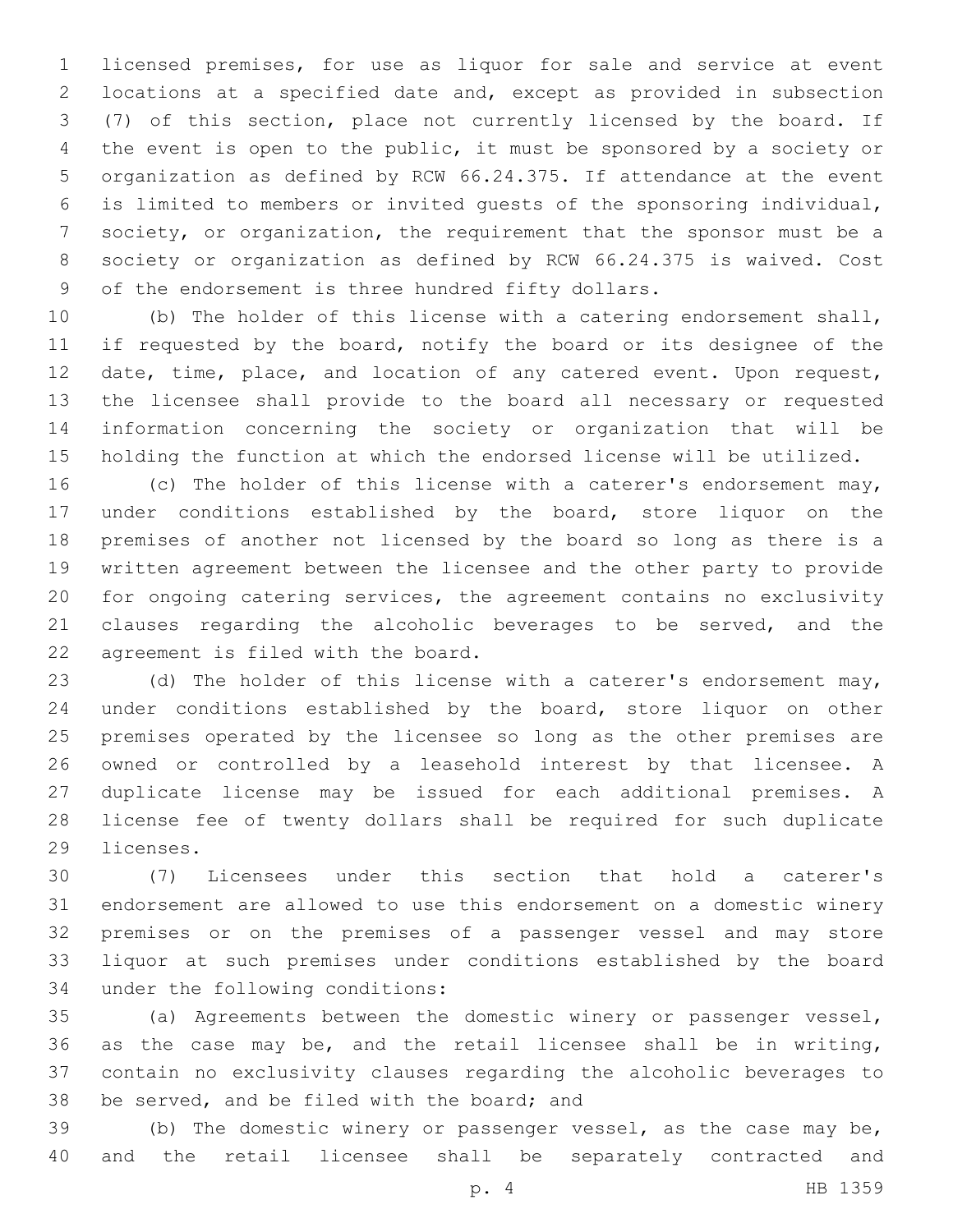licensed premises, for use as liquor for sale and service at event locations at a specified date and, except as provided in subsection (7) of this section, place not currently licensed by the board. If the event is open to the public, it must be sponsored by a society or organization as defined by RCW 66.24.375. If attendance at the event is limited to members or invited guests of the sponsoring individual, society, or organization, the requirement that the sponsor must be a society or organization as defined by RCW 66.24.375 is waived. Cost of the endorsement is three hundred fifty dollars.

(b) The holder of this license with a catering endorsement shall, if requested by the board, notify the board or its designee of the date, time, place, and location of any catered event. Upon request, the licensee shall provide to the board all necessary or requested information concerning the society or organization that will be holding the function at which the endorsed license will be utilized.

(c) The holder of this license with a caterer's endorsement may, under conditions established by the board, store liquor on the premises of another not licensed by the board so long as there is a written agreement between the licensee and the other party to provide for ongoing catering services, the agreement contains no exclusivity clauses regarding the alcoholic beverages to be served, and the agreement is filed with the board.

(d) The holder of this license with a caterer's endorsement may, under conditions established by the board, store liquor on other premises operated by the licensee so long as the other premises are owned or controlled by a leasehold interest by that licensee. A duplicate license may be issued for each additional premises. A license fee of twenty dollars shall be required for such duplicate licenses.

(7) Licensees under this section that hold a caterer's endorsement are allowed to use this endorsement on a domestic winery premises or on the premises of a passenger vessel and may store liquor at such premises under conditions established by the board under the following conditions:

(a) Agreements between the domestic winery or passenger vessel, as the case may be, and the retail licensee shall be in writing, contain no exclusivity clauses regarding the alcoholic beverages to be served, and be filed with the board; and

(b) The domestic winery or passenger vessel, as the case may be, and the retail licensee shall be separately contracted and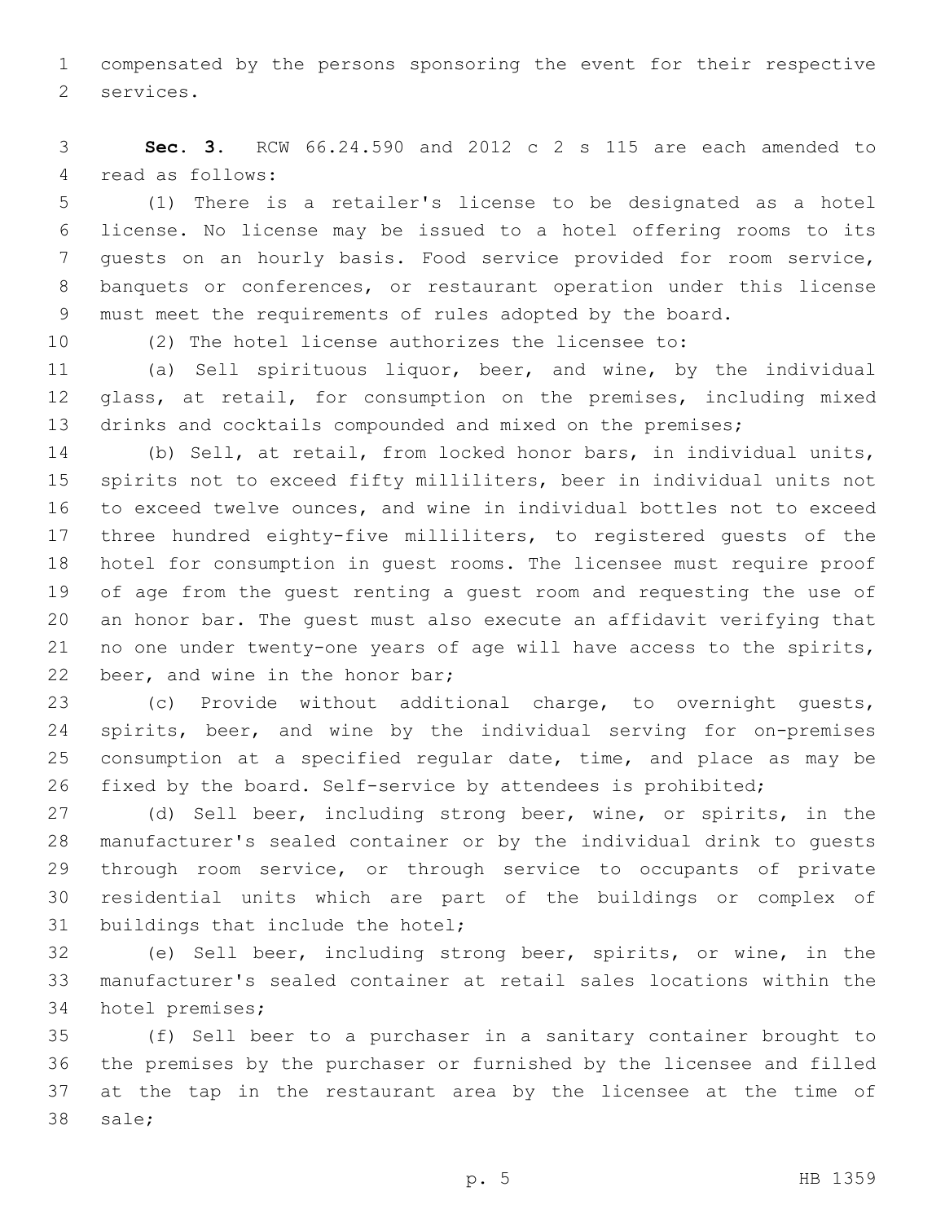compensated by the persons sponsoring the event for their respective services.

**Sec. 3.** RCW 66.24.590 and 2012 c 2 s 115 are each amended to read as follows:

(1) There is a retailer's license to be designated as a hotel license. No license may be issued to a hotel offering rooms to its guests on an hourly basis. Food service provided for room service, banquets or conferences, or restaurant operation under this license must meet the requirements of rules adopted by the board.

(2) The hotel license authorizes the licensee to:

(a) Sell spirituous liquor, beer, and wine, by the individual glass, at retail, for consumption on the premises, including mixed drinks and cocktails compounded and mixed on the premises;

(b) Sell, at retail, from locked honor bars, in individual units, spirits not to exceed fifty milliliters, beer in individual units not to exceed twelve ounces, and wine in individual bottles not to exceed three hundred eighty-five milliliters, to registered guests of the hotel for consumption in guest rooms. The licensee must require proof of age from the guest renting a guest room and requesting the use of an honor bar. The guest must also execute an affidavit verifying that no one under twenty-one years of age will have access to the spirits, beer, and wine in the honor bar;

(c) Provide without additional charge, to overnight guests, spirits, beer, and wine by the individual serving for on-premises consumption at a specified regular date, time, and place as may be fixed by the board. Self-service by attendees is prohibited;

(d) Sell beer, including strong beer, wine, or spirits, in the manufacturer's sealed container or by the individual drink to guests through room service, or through service to occupants of private residential units which are part of the buildings or complex of buildings that include the hotel;

(e) Sell beer, including strong beer, spirits, or wine, in the manufacturer's sealed container at retail sales locations within the hotel premises;

(f) Sell beer to a purchaser in a sanitary container brought to the premises by the purchaser or furnished by the licensee and filled at the tap in the restaurant area by the licensee at the time of sale;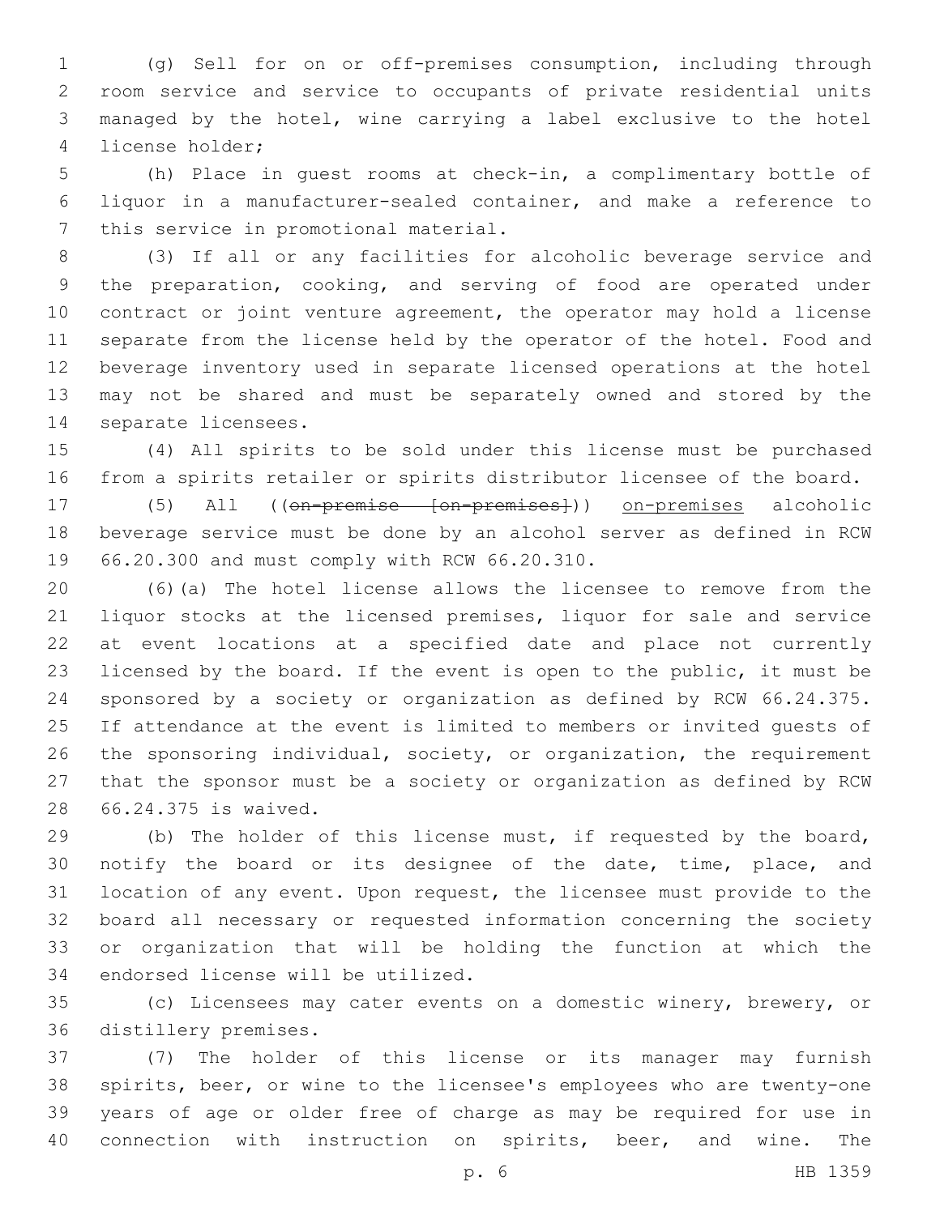(g) Sell for on or off-premises consumption, including through room service and service to occupants of private residential units managed by the hotel, wine carrying a label exclusive to the hotel license holder;

(h) Place in guest rooms at check-in, a complimentary bottle of liquor in a manufacturer-sealed container, and make a reference to this service in promotional material.

(3) If all or any facilities for alcoholic beverage service and the preparation, cooking, and serving of food are operated under contract or joint venture agreement, the operator may hold a license separate from the license held by the operator of the hotel. Food and beverage inventory used in separate licensed operations at the hotel may not be shared and must be separately owned and stored by the separate licensees.

(4) All spirits to be sold under this license must be purchased from a spirits retailer or spirits distributor licensee of the board.

(5) All ((~~on-premise [on-premises]~~)) <u>on-premises</u> alcoholic beverage service must be done by an alcohol server as defined in RCW 66.20.300 and must comply with RCW 66.20.310.

(6)(a) The hotel license allows the licensee to remove from the liquor stocks at the licensed premises, liquor for sale and service at event locations at a specified date and place not currently licensed by the board. If the event is open to the public, it must be sponsored by a society or organization as defined by RCW 66.24.375. If attendance at the event is limited to members or invited guests of the sponsoring individual, society, or organization, the requirement that the sponsor must be a society or organization as defined by RCW 66.24.375 is waived.

(b) The holder of this license must, if requested by the board, notify the board or its designee of the date, time, place, and location of any event. Upon request, the licensee must provide to the board all necessary or requested information concerning the society or organization that will be holding the function at which the endorsed license will be utilized.

(c) Licensees may cater events on a domestic winery, brewery, or distillery premises.

(7) The holder of this license or its manager may furnish spirits, beer, or wine to the licensee's employees who are twenty-one years of age or older free of charge as may be required for use in connection with instruction on spirits, beer, and wine. The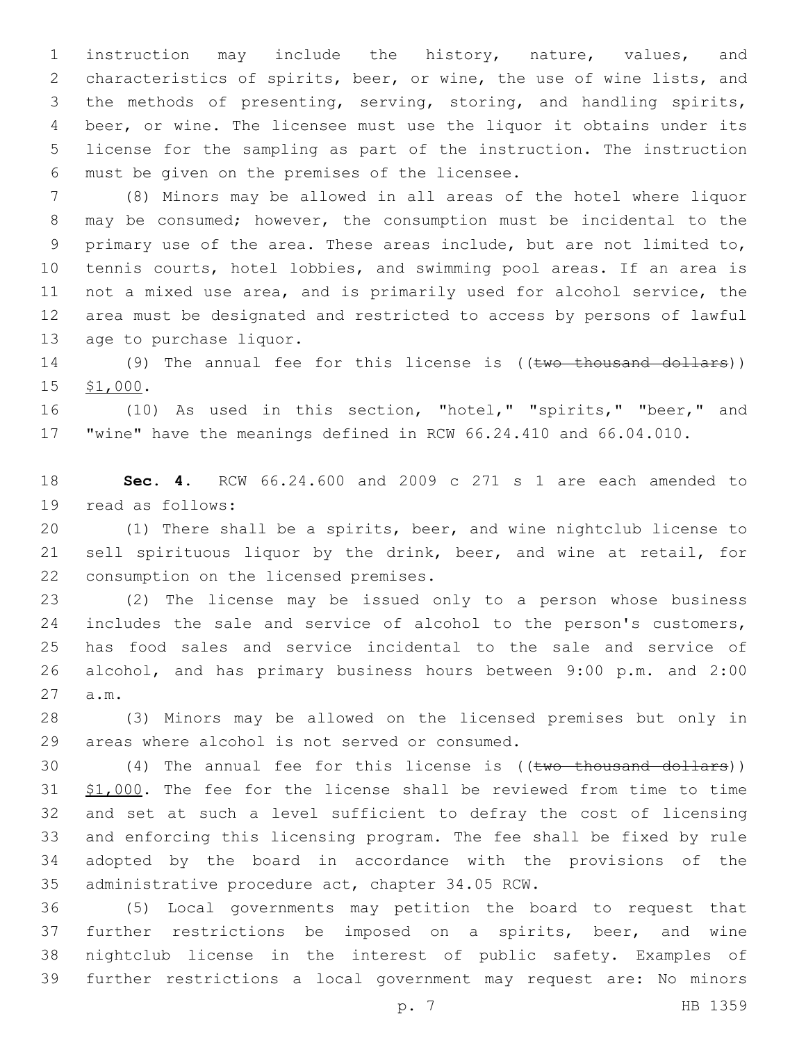instruction may include the history, nature, values, and characteristics of spirits, beer, or wine, the use of wine lists, and the methods of presenting, serving, storing, and handling spirits, beer, or wine. The licensee must use the liquor it obtains under its license for the sampling as part of the instruction. The instruction must be given on the premises of the licensee.

(8) Minors may be allowed in all areas of the hotel where liquor may be consumed; however, the consumption must be incidental to the primary use of the area. These areas include, but are not limited to, tennis courts, hotel lobbies, and swimming pool areas. If an area is not a mixed use area, and is primarily used for alcohol service, the area must be designated and restricted to access by persons of lawful age to purchase liquor.

(9) The annual fee for this license is ((~~two thousand dollars~~)) <u>$1,000</u>.

(10) As used in this section, "hotel," "spirits," "beer," and "wine" have the meanings defined in RCW 66.24.410 and 66.04.010.

**Sec. 4.** RCW 66.24.600 and 2009 c 271 s 1 are each amended to read as follows:

(1) There shall be a spirits, beer, and wine nightclub license to sell spirituous liquor by the drink, beer, and wine at retail, for consumption on the licensed premises.

(2) The license may be issued only to a person whose business includes the sale and service of alcohol to the person's customers, has food sales and service incidental to the sale and service of alcohol, and has primary business hours between 9:00 p.m. and 2:00 a.m.

(3) Minors may be allowed on the licensed premises but only in areas where alcohol is not served or consumed.

(4) The annual fee for this license is ((~~two thousand dollars~~)) <u>$1,000</u>. The fee for the license shall be reviewed from time to time and set at such a level sufficient to defray the cost of licensing and enforcing this licensing program. The fee shall be fixed by rule adopted by the board in accordance with the provisions of the administrative procedure act, chapter 34.05 RCW.

(5) Local governments may petition the board to request that further restrictions be imposed on a spirits, beer, and wine nightclub license in the interest of public safety. Examples of further restrictions a local government may request are: No minors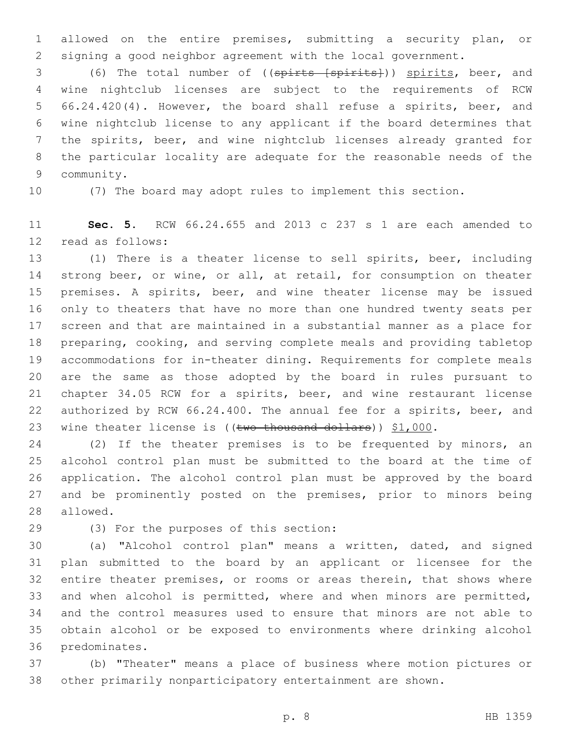allowed on the entire premises, submitting a security plan, or signing a good neighbor agreement with the local government.

(6) The total number of ((~~spirts [spirits]~~)) spirits, beer, and wine nightclub licenses are subject to the requirements of RCW 66.24.420(4). However, the board shall refuse a spirits, beer, and wine nightclub license to any applicant if the board determines that the spirits, beer, and wine nightclub licenses already granted for the particular locality are adequate for the reasonable needs of the community.

(7) The board may adopt rules to implement this section.

**Sec. 5.** RCW 66.24.655 and 2013 c 237 s 1 are each amended to read as follows:

(1) There is a theater license to sell spirits, beer, including strong beer, or wine, or all, at retail, for consumption on theater premises. A spirits, beer, and wine theater license may be issued only to theaters that have no more than one hundred twenty seats per screen and that are maintained in a substantial manner as a place for preparing, cooking, and serving complete meals and providing tabletop accommodations for in-theater dining. Requirements for complete meals are the same as those adopted by the board in rules pursuant to chapter 34.05 RCW for a spirits, beer, and wine restaurant license authorized by RCW 66.24.400. The annual fee for a spirits, beer, and wine theater license is ((~~two thousand dollars~~)) $1,000.

(2) If the theater premises is to be frequented by minors, an alcohol control plan must be submitted to the board at the time of application. The alcohol control plan must be approved by the board and be prominently posted on the premises, prior to minors being allowed.

(3) For the purposes of this section:

(a) "Alcohol control plan" means a written, dated, and signed plan submitted to the board by an applicant or licensee for the entire theater premises, or rooms or areas therein, that shows where and when alcohol is permitted, where and when minors are permitted, and the control measures used to ensure that minors are not able to obtain alcohol or be exposed to environments where drinking alcohol predominates.

(b) "Theater" means a place of business where motion pictures or other primarily nonparticipatory entertainment are shown.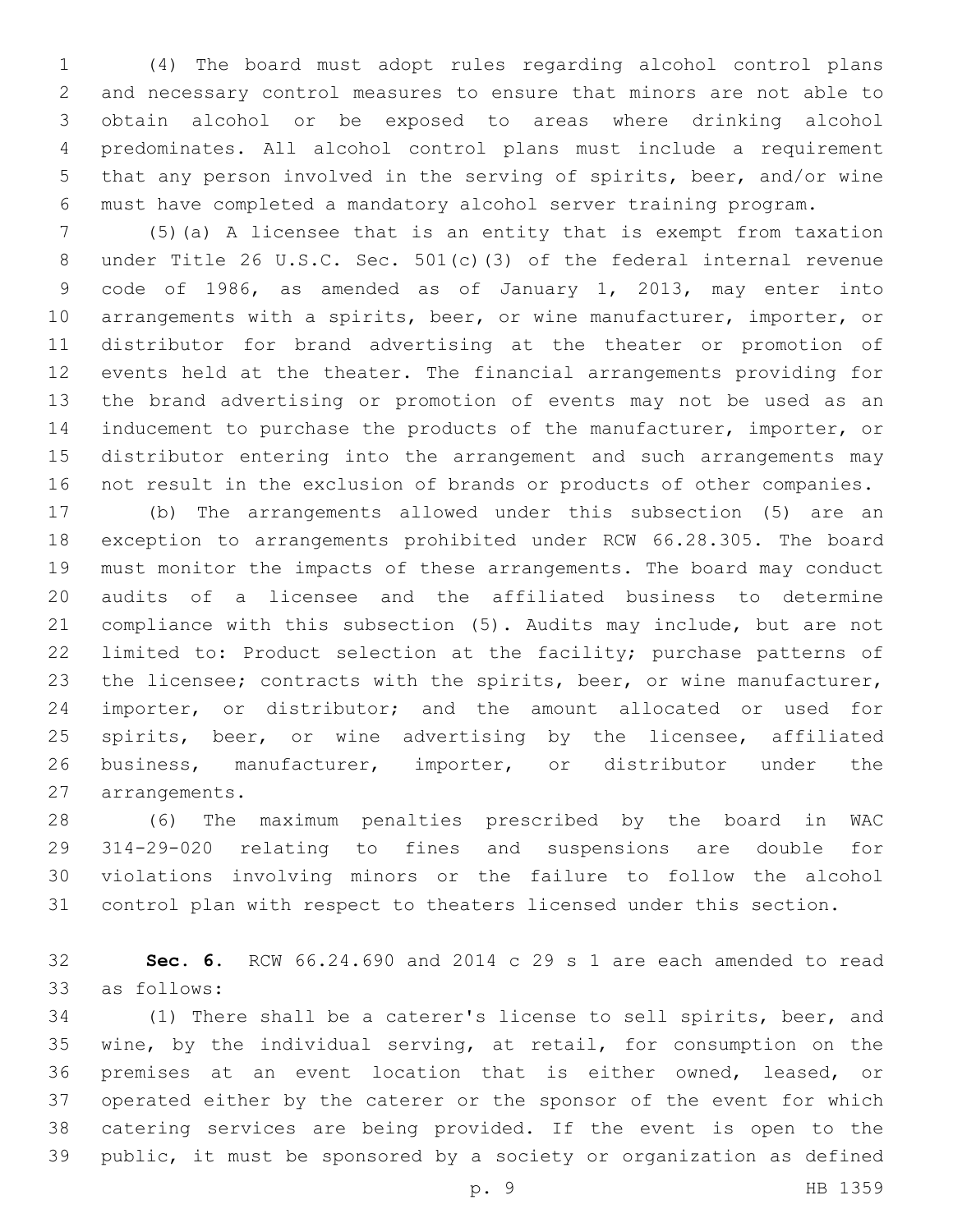(4) The board must adopt rules regarding alcohol control plans and necessary control measures to ensure that minors are not able to obtain alcohol or be exposed to areas where drinking alcohol predominates. All alcohol control plans must include a requirement that any person involved in the serving of spirits, beer, and/or wine must have completed a mandatory alcohol server training program.

(5)(a) A licensee that is an entity that is exempt from taxation under Title 26 U.S.C. Sec. 501(c)(3) of the federal internal revenue code of 1986, as amended as of January 1, 2013, may enter into arrangements with a spirits, beer, or wine manufacturer, importer, or distributor for brand advertising at the theater or promotion of events held at the theater. The financial arrangements providing for the brand advertising or promotion of events may not be used as an inducement to purchase the products of the manufacturer, importer, or distributor entering into the arrangement and such arrangements may not result in the exclusion of brands or products of other companies.

(b) The arrangements allowed under this subsection (5) are an exception to arrangements prohibited under RCW 66.28.305. The board must monitor the impacts of these arrangements. The board may conduct audits of a licensee and the affiliated business to determine compliance with this subsection (5). Audits may include, but are not limited to: Product selection at the facility; purchase patterns of the licensee; contracts with the spirits, beer, or wine manufacturer, importer, or distributor; and the amount allocated or used for spirits, beer, or wine advertising by the licensee, affiliated business, manufacturer, importer, or distributor under the arrangements.

(6) The maximum penalties prescribed by the board in WAC 314-29-020 relating to fines and suspensions are double for violations involving minors or the failure to follow the alcohol control plan with respect to theaters licensed under this section.

**Sec. 6.** RCW 66.24.690 and 2014 c 29 s 1 are each amended to read as follows:

(1) There shall be a caterer's license to sell spirits, beer, and wine, by the individual serving, at retail, for consumption on the premises at an event location that is either owned, leased, or operated either by the caterer or the sponsor of the event for which catering services are being provided. If the event is open to the public, it must be sponsored by a society or organization as defined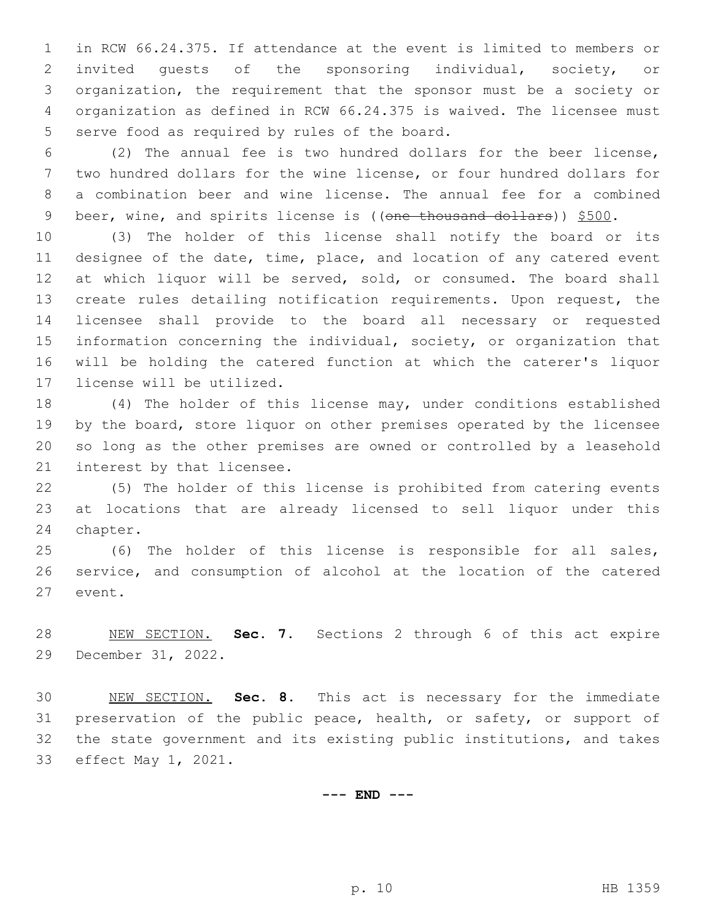in RCW 66.24.375. If attendance at the event is limited to members or invited guests of the sponsoring individual, society, or organization, the requirement that the sponsor must be a society or organization as defined in RCW 66.24.375 is waived. The licensee must serve food as required by rules of the board.

(2) The annual fee is two hundred dollars for the beer license, two hundred dollars for the wine license, or four hundred dollars for a combination beer and wine license. The annual fee for a combined beer, wine, and spirits license is ((~~one thousand dollars~~)) <u>$500</u>.

(3) The holder of this license shall notify the board or its designee of the date, time, place, and location of any catered event at which liquor will be served, sold, or consumed. The board shall create rules detailing notification requirements. Upon request, the licensee shall provide to the board all necessary or requested information concerning the individual, society, or organization that will be holding the catered function at which the caterer's liquor license will be utilized.

(4) The holder of this license may, under conditions established by the board, store liquor on other premises operated by the licensee so long as the other premises are owned or controlled by a leasehold interest by that licensee.

(5) The holder of this license is prohibited from catering events at locations that are already licensed to sell liquor under this chapter.

(6) The holder of this license is responsible for all sales, service, and consumption of alcohol at the location of the catered event.

<u>NEW SECTION.</u> **Sec. 7.** Sections 2 through 6 of this act expire December 31, 2022.

<u>NEW SECTION.</u> **Sec. 8.** This act is necessary for the immediate preservation of the public peace, health, or safety, or support of the state government and its existing public institutions, and takes effect May 1, 2021.

**--- END ---**